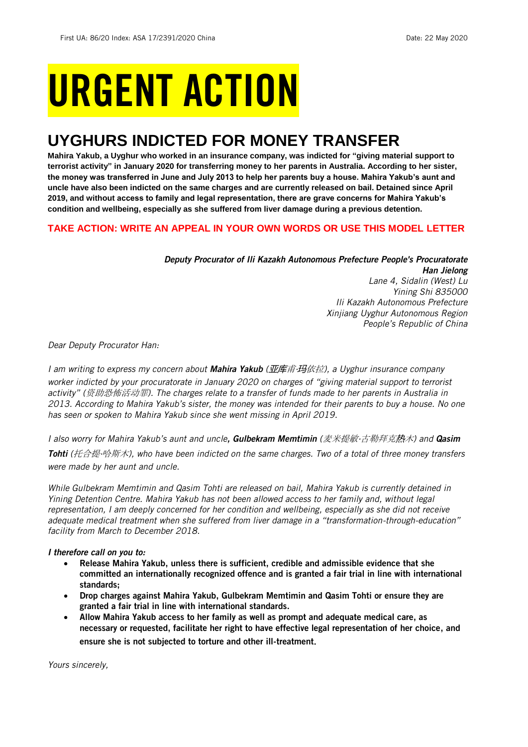First UA: 86/20 Index: ASA 17/2391/2020 China Date: 22 May 2020

# URGENT ACTION

## UYGHURS INDICTED FOR MONEY TRANSFER

**Mahira Yakub, a Uyghur who worked in an insurance company, was indicted for "giving material support to terrorist activity" in January 2020 for transferring money to her parents in Australia. According to her sister, the money was transferred in June and July 2013 to help her parents buy a house. Mahira Yakub's aunt and uncle have also been indicted on the same charges and are currently released on bail. Detained since April 2019, and without access to family and legal representation, there are grave concerns for Mahira Yakub's condition and wellbeing, especially as she suffered from liver damage during a previous detention.**

**TAKE ACTION: WRITE AN APPEAL IN YOUR OWN WORDS OR USE THIS MODEL LETTER**

***Deputy Procurator of Ili Kazakh Autonomous Prefecture People's Procuratorate***
***Han Jielong***
*Lane 4, Sidalin (West) Lu*
*Yining Shi 835000*
*Ili Kazakh Autonomous Prefecture*
*Xinjiang Uyghur Autonomous Region*
*People's Republic of China*

*Dear Deputy Procurator Han:*

*I am writing to express my concern about **Mahira Yakub** (亚库甫·玛依拉), a Uyghur insurance company worker indicted by your procuratorate in January 2020 on charges of "giving material support to terrorist activity" (资助恐怖活动罪). The charges relate to a transfer of funds made to her parents in Australia in 2013. According to Mahira Yakub's sister, the money was intended for their parents to buy a house. No one has seen or spoken to Mahira Yakub since she went missing in April 2019.*

*I also worry for Mahira Yakub's aunt and uncle, **Gulbekram Memtimin** (麦米提敏·古勒拜克热木) and **Qasim Tohti** (托合提·哈斯木), who have been indicted on the same charges. Two of a total of three money transfers were made by her aunt and uncle.*

*While Gulbekram Memtimin and Qasim Tohti are released on bail, Mahira Yakub is currently detained in Yining Detention Centre. Mahira Yakub has not been allowed access to her family and, without legal representation, I am deeply concerned for her condition and wellbeing, especially as she did not receive adequate medical treatment when she suffered from liver damage in a "transformation-through-education" facility from March to December 2018.*

***I therefore call on you to:***

- **Release Mahira Yakub, unless there is sufficient, credible and admissible evidence that she committed an internationally recognized offence and is granted a fair trial in line with international standards;**
- **Drop charges against Mahira Yakub, Gulbekram Memtimin and Qasim Tohti or ensure they are granted a fair trial in line with international standards.**
- **Allow Mahira Yakub access to her family as well as prompt and adequate medical care, as necessary or requested, facilitate her right to have effective legal representation of her choice, and ensure she is not subjected to torture and other ill-treatment.**

*Yours sincerely,*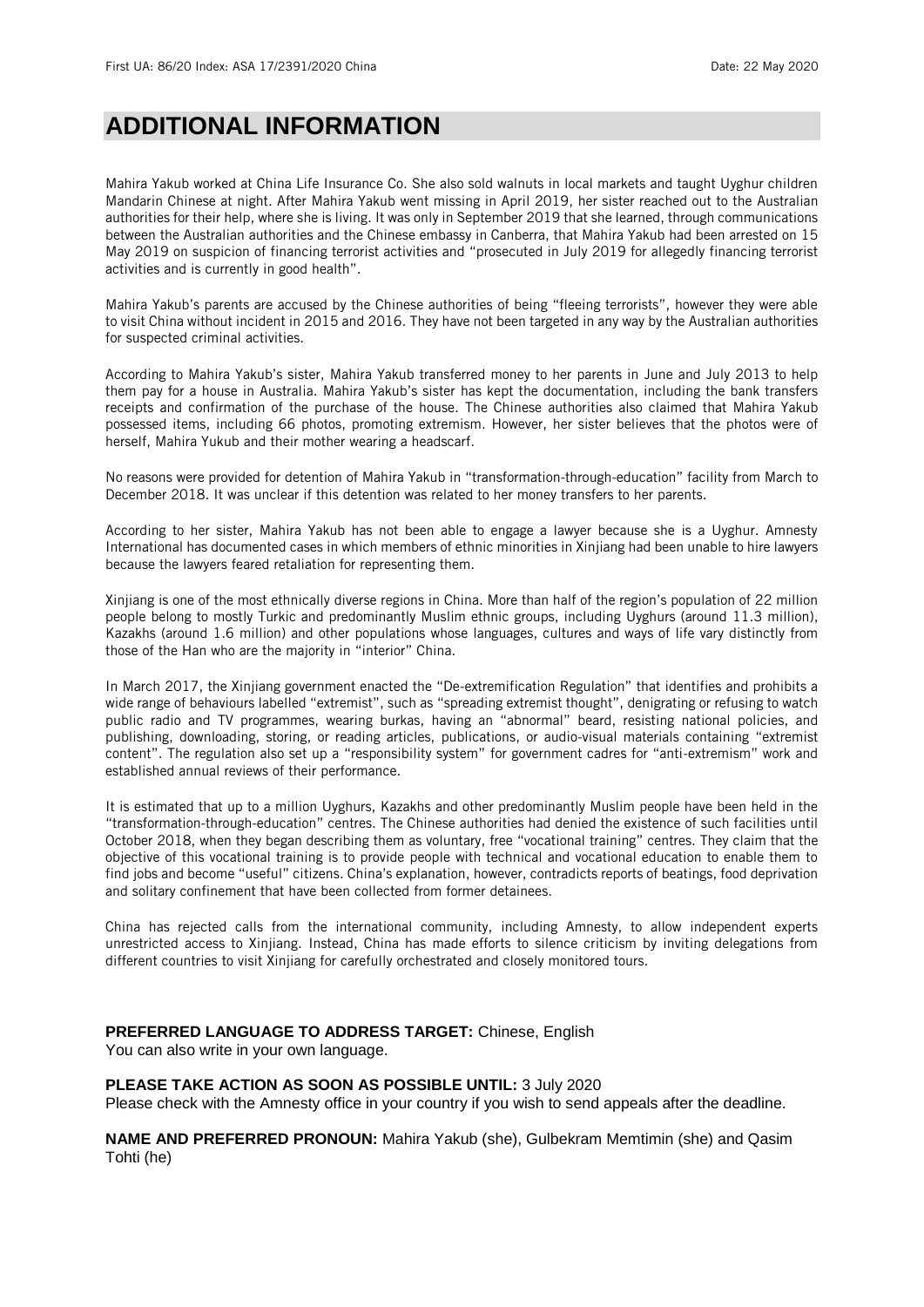# ADDITIONAL INFORMATION

Mahira Yakub worked at China Life Insurance Co. She also sold walnuts in local markets and taught Uyghur children Mandarin Chinese at night. After Mahira Yakub went missing in April 2019, her sister reached out to the Australian authorities for their help, where she is living. It was only in September 2019 that she learned, through communications between the Australian authorities and the Chinese embassy in Canberra, that Mahira Yakub had been arrested on 15 May 2019 on suspicion of financing terrorist activities and "prosecuted in July 2019 for allegedly financing terrorist activities and is currently in good health".

Mahira Yakub's parents are accused by the Chinese authorities of being "fleeing terrorists", however they were able to visit China without incident in 2015 and 2016. They have not been targeted in any way by the Australian authorities for suspected criminal activities.

According to Mahira Yakub's sister, Mahira Yakub transferred money to her parents in June and July 2013 to help them pay for a house in Australia. Mahira Yakub's sister has kept the documentation, including the bank transfers receipts and confirmation of the purchase of the house. The Chinese authorities also claimed that Mahira Yakub possessed items, including 66 photos, promoting extremism. However, her sister believes that the photos were of herself, Mahira Yukub and their mother wearing a headscarf.

No reasons were provided for detention of Mahira Yakub in "transformation-through-education" facility from March to December 2018. It was unclear if this detention was related to her money transfers to her parents.

According to her sister, Mahira Yakub has not been able to engage a lawyer because she is a Uyghur. Amnesty International has documented cases in which members of ethnic minorities in Xinjiang had been unable to hire lawyers because the lawyers feared retaliation for representing them.

Xinjiang is one of the most ethnically diverse regions in China. More than half of the region's population of 22 million people belong to mostly Turkic and predominantly Muslim ethnic groups, including Uyghurs (around 11.3 million), Kazakhs (around 1.6 million) and other populations whose languages, cultures and ways of life vary distinctly from those of the Han who are the majority in "interior" China.

In March 2017, the Xinjiang government enacted the "De-extremification Regulation" that identifies and prohibits a wide range of behaviours labelled "extremist", such as "spreading extremist thought", denigrating or refusing to watch public radio and TV programmes, wearing burkas, having an "abnormal" beard, resisting national policies, and publishing, downloading, storing, or reading articles, publications, or audio-visual materials containing "extremist content". The regulation also set up a "responsibility system" for government cadres for "anti-extremism" work and established annual reviews of their performance.

It is estimated that up to a million Uyghurs, Kazakhs and other predominantly Muslim people have been held in the "transformation-through-education" centres. The Chinese authorities had denied the existence of such facilities until October 2018, when they began describing them as voluntary, free "vocational training" centres. They claim that the objective of this vocational training is to provide people with technical and vocational education to enable them to find jobs and become "useful" citizens. China's explanation, however, contradicts reports of beatings, food deprivation and solitary confinement that have been collected from former detainees.

China has rejected calls from the international community, including Amnesty, to allow independent experts unrestricted access to Xinjiang. Instead, China has made efforts to silence criticism by inviting delegations from different countries to visit Xinjiang for carefully orchestrated and closely monitored tours.

**PREFERRED LANGUAGE TO ADDRESS TARGET:** Chinese, English
You can also write in your own language.

**PLEASE TAKE ACTION AS SOON AS POSSIBLE UNTIL:** 3 July 2020
Please check with the Amnesty office in your country if you wish to send appeals after the deadline.

**NAME AND PREFERRED PRONOUN:** Mahira Yakub (she), Gulbekram Memtimin (she) and Qasim Tohti (he)